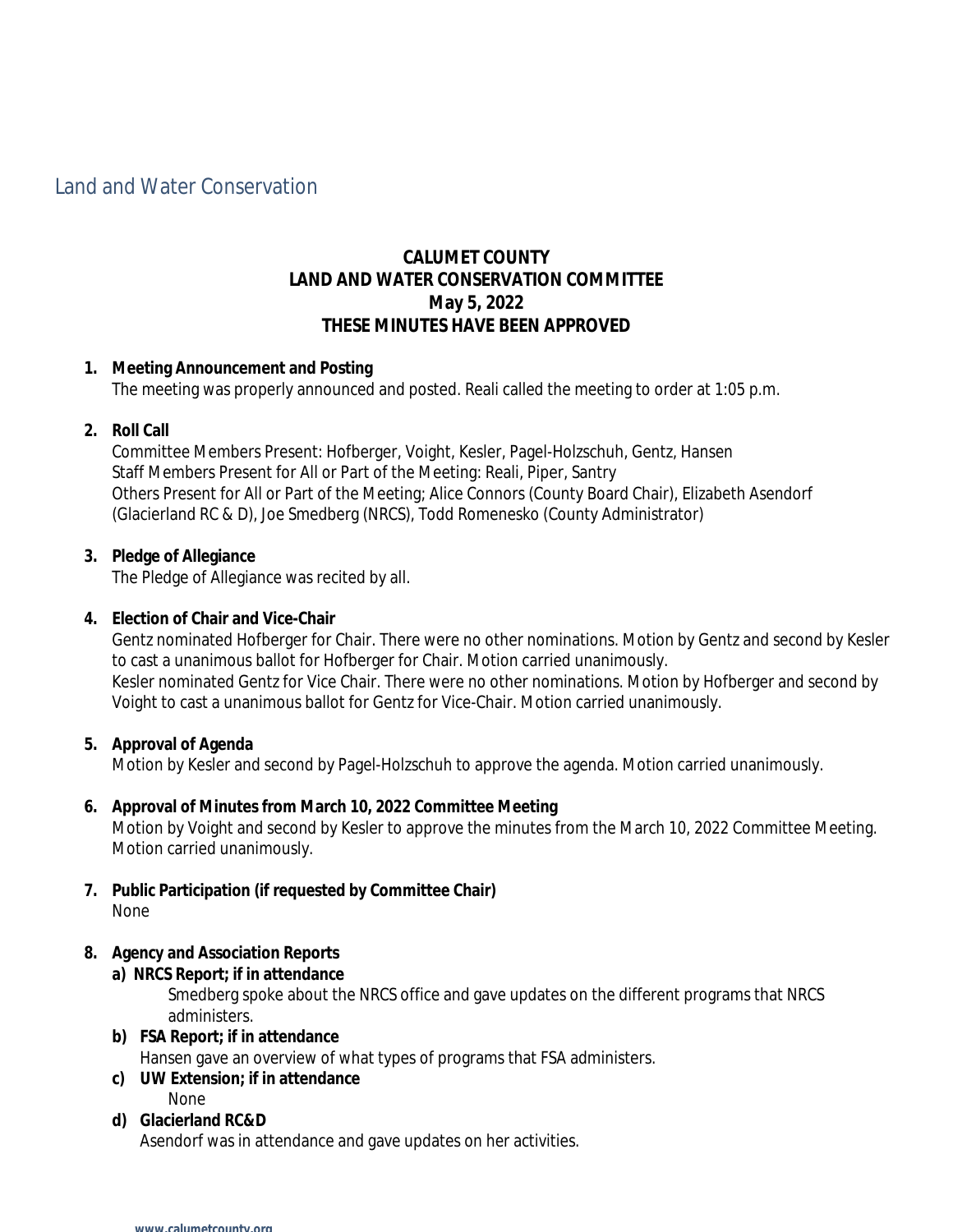Land and Water Conservation

**CALUMET COUNTY**
**LAND AND WATER CONSERVATION COMMITTEE**
**May 5, 2022**
**THESE MINUTES HAVE BEEN APPROVED**

1. **Meeting Announcement and Posting**
   The meeting was properly announced and posted. Reali called the meeting to order at 1:05 p.m.

2. **Roll Call**
   Committee Members Present: Hofberger, Voight, Kesler, Pagel-Holzschuh, Gentz, Hansen
   Staff Members Present for All or Part of the Meeting: Reali, Piper, Santry
   Others Present for All or Part of the Meeting; Alice Connors (County Board Chair), Elizabeth Asendorf (Glacierland RC & D), Joe Smedberg (NRCS), Todd Romenesko (County Administrator)

3. **Pledge of Allegiance**
   The Pledge of Allegiance was recited by all.

4. **Election of Chair and Vice-Chair**
   Gentz nominated Hofberger for Chair. There were no other nominations. Motion by Gentz and second by Kesler to cast a unanimous ballot for Hofberger for Chair. Motion carried unanimously.
   Kesler nominated Gentz for Vice Chair. There were no other nominations. Motion by Hofberger and second by Voight to cast a unanimous ballot for Gentz for Vice-Chair. Motion carried unanimously.

5. **Approval of Agenda**
   Motion by Kesler and second by Pagel-Holzschuh to approve the agenda. Motion carried unanimously.

6. **Approval of Minutes from March 10, 2022 Committee Meeting**
   Motion by Voight and second by Kesler to approve the minutes from the March 10, 2022 Committee Meeting. Motion carried unanimously.

7. **Public Participation (if requested by Committee Chair)**
   None

8. **Agency and Association Reports**
   a) **NRCS Report; if in attendance**
      Smedberg spoke about the NRCS office and gave updates on the different programs that NRCS administers.
   b) **FSA Report; if in attendance**
      Hansen gave an overview of what types of programs that FSA administers.
   c) **UW Extension; if in attendance**
      None
   d) **Glacierland RC&D**
      Asendorf was in attendance and gave updates on her activities.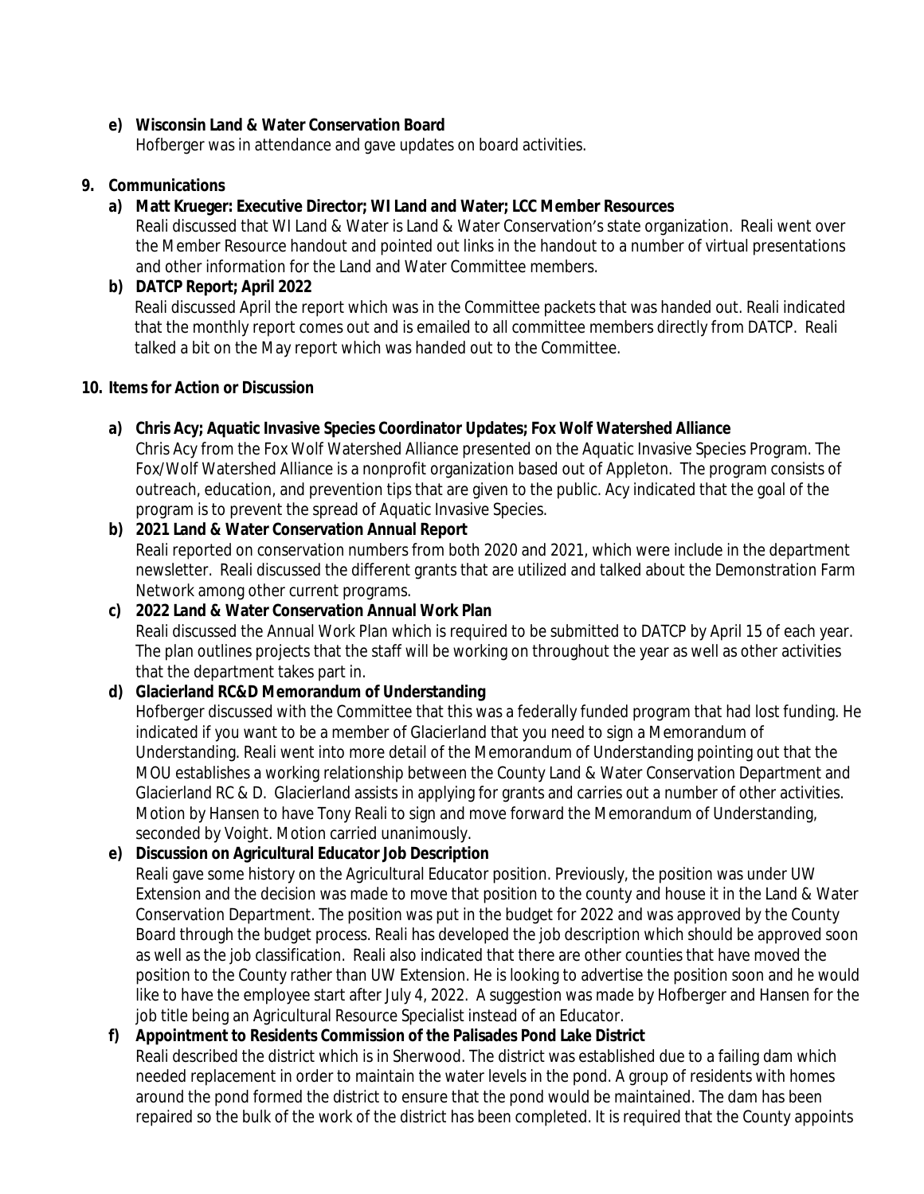**e) Wisconsin Land & Water Conservation Board**

Hofberger was in attendance and gave updates on board activities.

**9. Communications**

**a) Matt Krueger: Executive Director; WI Land and Water; LCC Member Resources**

Reali discussed that WI Land & Water is Land & Water Conservation's state organization. Reali went over the Member Resource handout and pointed out links in the handout to a number of virtual presentations and other information for the Land and Water Committee members.

**b) DATCP Report; April 2022**

Reali discussed April the report which was in the Committee packets that was handed out. Reali indicated that the monthly report comes out and is emailed to all committee members directly from DATCP. Reali talked a bit on the May report which was handed out to the Committee.

**10. Items for Action or Discussion**

**a) Chris Acy; Aquatic Invasive Species Coordinator Updates; Fox Wolf Watershed Alliance**

Chris Acy from the Fox Wolf Watershed Alliance presented on the Aquatic Invasive Species Program. The Fox/Wolf Watershed Alliance is a nonprofit organization based out of Appleton. The program consists of outreach, education, and prevention tips that are given to the public. Acy indicated that the goal of the program is to prevent the spread of Aquatic Invasive Species.

**b) 2021 Land & Water Conservation Annual Report**

Reali reported on conservation numbers from both 2020 and 2021, which were include in the department newsletter. Reali discussed the different grants that are utilized and talked about the Demonstration Farm Network among other current programs.

**c) 2022 Land & Water Conservation Annual Work Plan**

Reali discussed the Annual Work Plan which is required to be submitted to DATCP by April 15 of each year. The plan outlines projects that the staff will be working on throughout the year as well as other activities that the department takes part in.

**d) Glacierland RC&D Memorandum of Understanding**

Hofberger discussed with the Committee that this was a federally funded program that had lost funding. He indicated if you want to be a member of Glacierland that you need to sign a Memorandum of Understanding. Reali went into more detail of the Memorandum of Understanding pointing out that the MOU establishes a working relationship between the County Land & Water Conservation Department and Glacierland RC & D. Glacierland assists in applying for grants and carries out a number of other activities. Motion by Hansen to have Tony Reali to sign and move forward the Memorandum of Understanding, seconded by Voight. Motion carried unanimously.

**e) Discussion on Agricultural Educator Job Description**

Reali gave some history on the Agricultural Educator position. Previously, the position was under UW Extension and the decision was made to move that position to the county and house it in the Land & Water Conservation Department. The position was put in the budget for 2022 and was approved by the County Board through the budget process. Reali has developed the job description which should be approved soon as well as the job classification. Reali also indicated that there are other counties that have moved the position to the County rather than UW Extension. He is looking to advertise the position soon and he would like to have the employee start after July 4, 2022. A suggestion was made by Hofberger and Hansen for the job title being an Agricultural Resource Specialist instead of an Educator.

**f) Appointment to Residents Commission of the Palisades Pond Lake District**

Reali described the district which is in Sherwood. The district was established due to a failing dam which needed replacement in order to maintain the water levels in the pond. A group of residents with homes around the pond formed the district to ensure that the pond would be maintained. The dam has been repaired so the bulk of the work of the district has been completed. It is required that the County appoints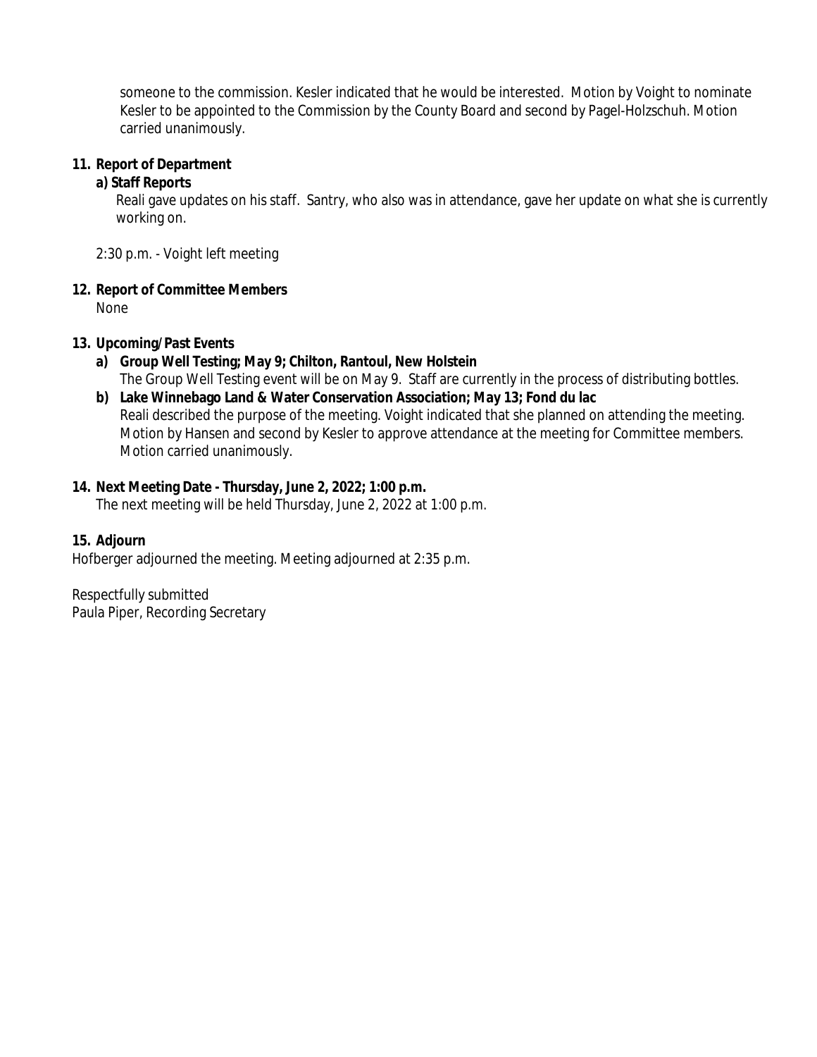someone to the commission. Kesler indicated that he would be interested. Motion by Voight to nominate Kesler to be appointed to the Commission by the County Board and second by Pagel-Holzschuh. Motion carried unanimously.

**11. Report of Department**

**a) Staff Reports**

Reali gave updates on his staff. Santry, who also was in attendance, gave her update on what she is currently working on.

2:30 p.m. - Voight left meeting

**12. Report of Committee Members**

None

**13. Upcoming/Past Events**

**a) Group Well Testing; May 9; Chilton, Rantoul, New Holstein**

The Group Well Testing event will be on May 9. Staff are currently in the process of distributing bottles.

**b) Lake Winnebago Land & Water Conservation Association; May 13; Fond du lac**

Reali described the purpose of the meeting. Voight indicated that she planned on attending the meeting. Motion by Hansen and second by Kesler to approve attendance at the meeting for Committee members. Motion carried unanimously.

**14. Next Meeting Date - Thursday, June 2, 2022; 1:00 p.m.**

The next meeting will be held Thursday, June 2, 2022 at 1:00 p.m.

**15. Adjourn**

Hofberger adjourned the meeting. Meeting adjourned at 2:35 p.m.

Respectfully submitted
Paula Piper, Recording Secretary